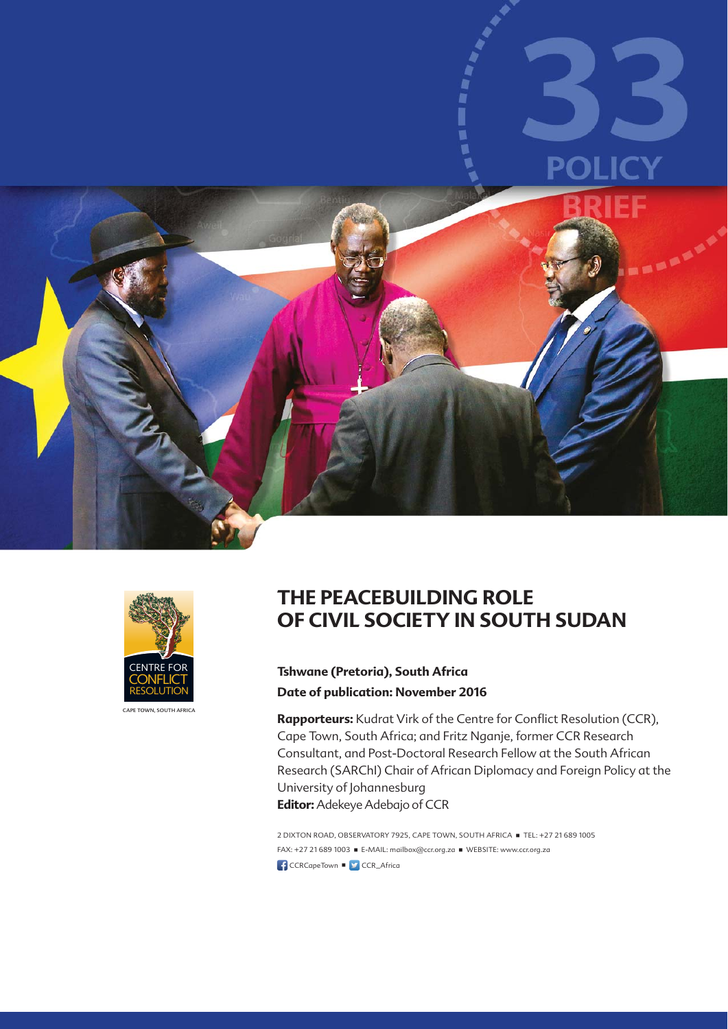33

POLICY BRIEF

CENTRE FOR CONFLICT RESOLUTION

CAPE TOWN, SOUTH AFRICA

# THE PEACEBUILDING ROLE OF CIVIL SOCIETY IN SOUTH SUDAN

**Tshwane (Pretoria), South Africa**

**Date of publication: November 2016**

**Rapporteurs:** Kudrat Virk of the Centre for Conflict Resolution (CCR), Cape Town, South Africa; and Fritz Nganje, former CCR Research Consultant, and Post-Doctoral Research Fellow at the South African Research (SARChI) Chair of African Diplomacy and Foreign Policy at the University of Johannesburg

**Editor:** Adekeye Adebajo of CCR

2 DIXTON ROAD, OBSERVATORY 7925, CAPE TOWN, SOUTH AFRICA ■ TEL: +27 21 689 1005
FAX: +27 21 689 1003 ■ E-MAIL: mailbox@ccr.org.za ■ WEBSITE: www.ccr.org.za
CCRCapeTown ■ CCR_Africa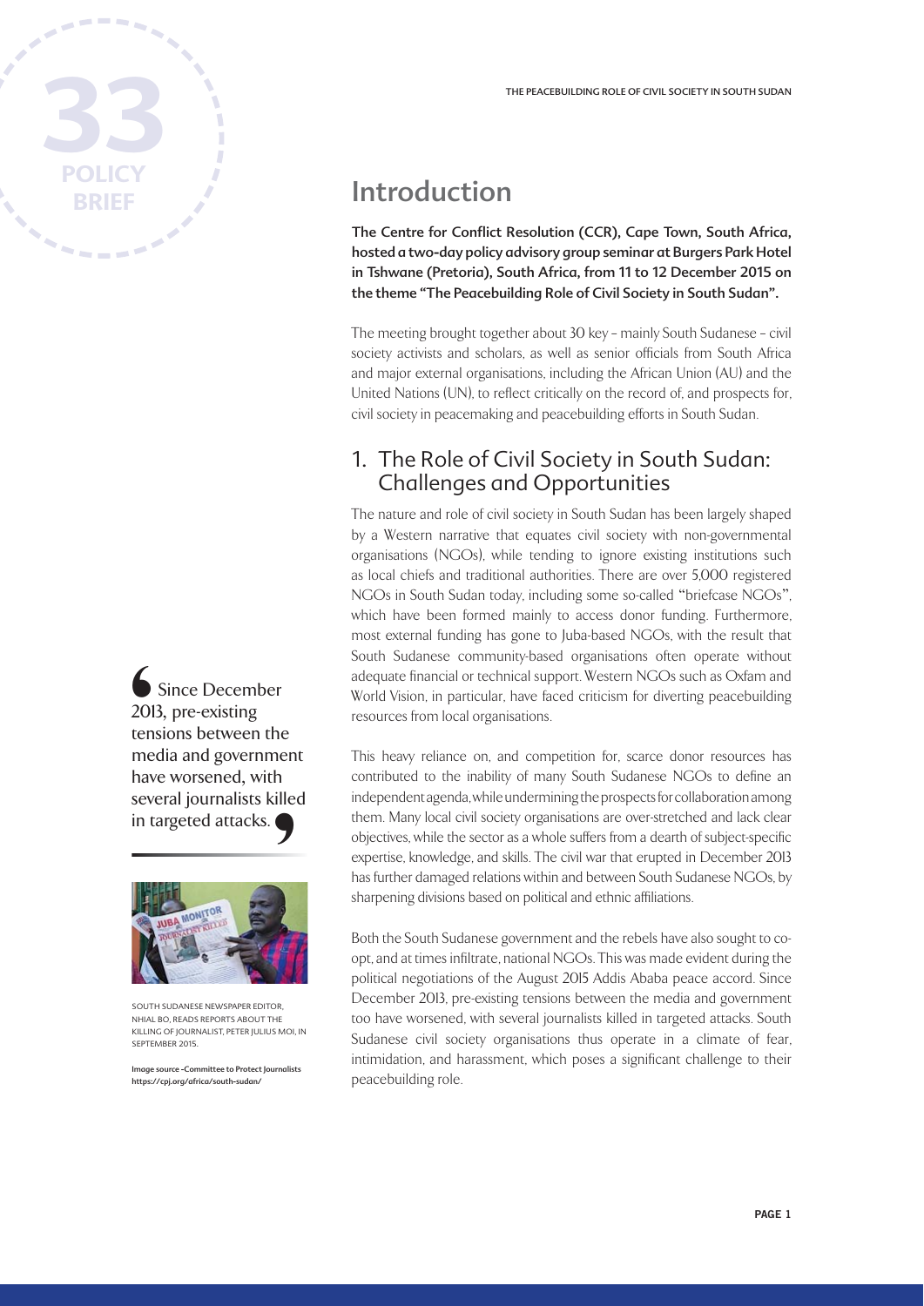# Introduction

**The Centre for Conflict Resolution (CCR), Cape Town, South Africa, hosted a two-day policy advisory group seminar at Burgers Park Hotel in Tshwane (Pretoria), South Africa, from 11 to 12 December 2015 on the theme "The Peacebuilding Role of Civil Society in South Sudan".**

The meeting brought together about 30 key – mainly South Sudanese – civil society activists and scholars, as well as senior officials from South Africa and major external organisations, including the African Union (AU) and the United Nations (UN), to reflect critically on the record of, and prospects for, civil society in peacemaking and peacebuilding efforts in South Sudan.

## 1. The Role of Civil Society in South Sudan: Challenges and Opportunities

The nature and role of civil society in South Sudan has been largely shaped by a Western narrative that equates civil society with non-governmental organisations (NGOs), while tending to ignore existing institutions such as local chiefs and traditional authorities. There are over 5,000 registered NGOs in South Sudan today, including some so-called "briefcase NGOs", which have been formed mainly to access donor funding. Furthermore, most external funding has gone to Juba-based NGOs, with the result that South Sudanese community-based organisations often operate without adequate financial or technical support. Western NGOs such as Oxfam and World Vision, in particular, have faced criticism for diverting peacebuilding resources from local organisations.

This heavy reliance on, and competition for, scarce donor resources has contributed to the inability of many South Sudanese NGOs to define an independent agenda, while undermining the prospects for collaboration among them. Many local civil society organisations are over-stretched and lack clear objectives, while the sector as a whole suffers from a dearth of subject-specific expertise, knowledge, and skills. The civil war that erupted in December 2013 has further damaged relations within and between South Sudanese NGOs, by sharpening divisions based on political and ethnic affiliations.

Both the South Sudanese government and the rebels have also sought to co-opt, and at times infiltrate, national NGOs. This was made evident during the political negotiations of the August 2015 Addis Ababa peace accord. Since December 2013, pre-existing tensions between the media and government too have worsened, with several journalists killed in targeted attacks. South Sudanese civil society organisations thus operate in a climate of fear, intimidation, and harassment, which poses a significant challenge to their peacebuilding role.

> Since December 2013, pre-existing tensions between the media and government have worsened, with several journalists killed in targeted attacks.

SOUTH SUDANESE NEWSPAPER EDITOR, NHIAL BO, READS REPORTS ABOUT THE KILLING OF JOURNALIST, PETER JULIUS MOI, IN SEPTEMBER 2015.

Image source -Committee to Protect Journalists https://cpj.org/africa/south-sudan/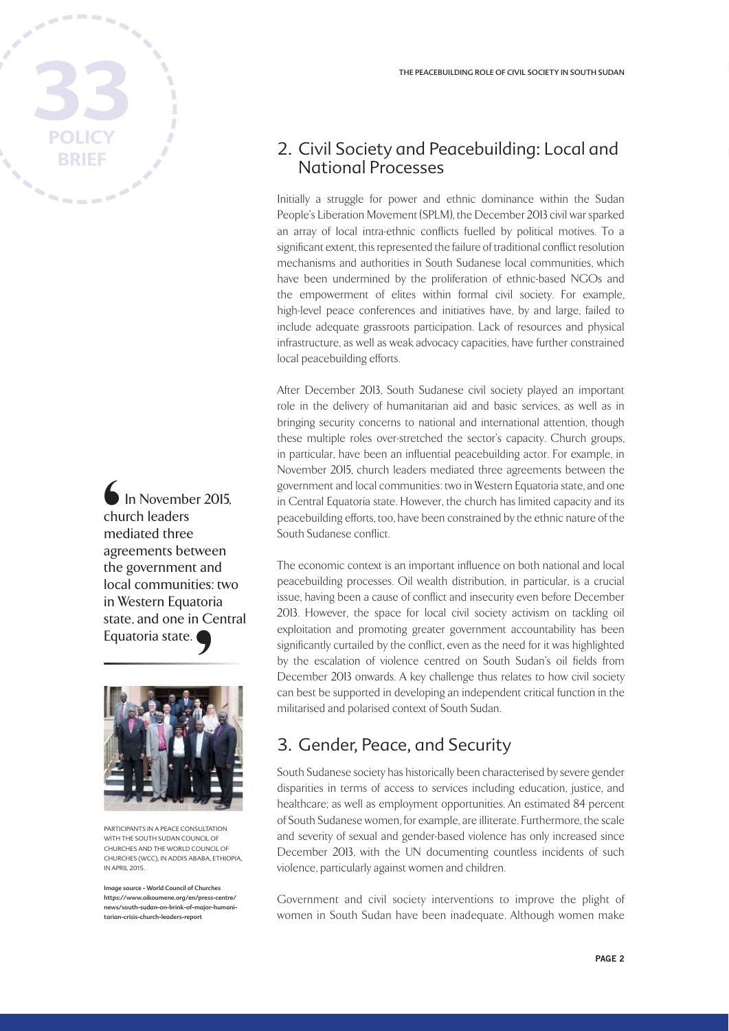## 2. Civil Society and Peacebuilding: Local and National Processes

Initially a struggle for power and ethnic dominance within the Sudan People's Liberation Movement (SPLM), the December 2013 civil war sparked an array of local intra-ethnic conflicts fuelled by political motives. To a significant extent, this represented the failure of traditional conflict resolution mechanisms and authorities in South Sudanese local communities, which have been undermined by the proliferation of ethnic-based NGOs and the empowerment of elites within formal civil society. For example, high-level peace conferences and initiatives have, by and large, failed to include adequate grassroots participation. Lack of resources and physical infrastructure, as well as weak advocacy capacities, have further constrained local peacebuilding efforts.

After December 2013, South Sudanese civil society played an important role in the delivery of humanitarian aid and basic services, as well as in bringing security concerns to national and international attention, though these multiple roles over-stretched the sector's capacity. Church groups, in particular, have been an influential peacebuilding actor. For example, in November 2015, church leaders mediated three agreements between the government and local communities: two in Western Equatoria state, and one in Central Equatoria state. However, the church has limited capacity and its peacebuilding efforts, too, have been constrained by the ethnic nature of the South Sudanese conflict.

> In November 2015, church leaders mediated three agreements between the government and local communities: two in Western Equatoria state, and one in Central Equatoria state.

PARTICIPANTS IN A PEACE CONSULTATION WITH THE SOUTH SUDAN COUNCIL OF CHURCHES AND THE WORLD COUNCIL OF CHURCHES (WCC), IN ADDIS ABABA, ETHIOPIA, IN APRIL 2015.

Image source - World Council of Churches https://www.oikoumene.org/en/press-centre/news/south-sudan-on-brink-of-major-humanitarian-crisis-church-leaders-report

The economic context is an important influence on both national and local peacebuilding processes. Oil wealth distribution, in particular, is a crucial issue, having been a cause of conflict and insecurity even before December 2013. However, the space for local civil society activism on tackling oil exploitation and promoting greater government accountability has been significantly curtailed by the conflict, even as the need for it was highlighted by the escalation of violence centred on South Sudan's oil fields from December 2013 onwards. A key challenge thus relates to how civil society can best be supported in developing an independent critical function in the militarised and polarised context of South Sudan.

## 3. Gender, Peace, and Security

South Sudanese society has historically been characterised by severe gender disparities in terms of access to services including education, justice, and healthcare; as well as employment opportunities. An estimated 84 percent of South Sudanese women, for example, are illiterate. Furthermore, the scale and severity of sexual and gender-based violence has only increased since December 2013, with the UN documenting countless incidents of such violence, particularly against women and children.

Government and civil society interventions to improve the plight of women in South Sudan have been inadequate. Although women make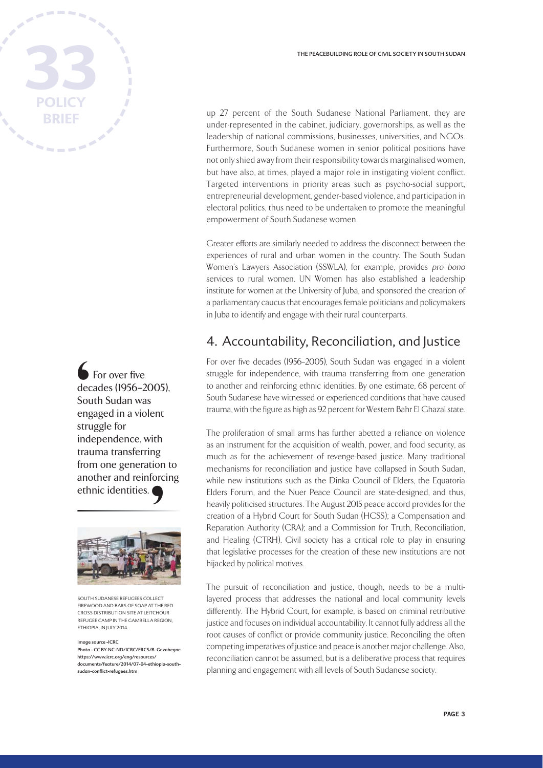up 27 percent of the South Sudanese National Parliament, they are under-represented in the cabinet, judiciary, governorships, as well as the leadership of national commissions, businesses, universities, and NGOs. Furthermore, South Sudanese women in senior political positions have not only shied away from their responsibility towards marginalised women, but have also, at times, played a major role in instigating violent conflict. Targeted interventions in priority areas such as psycho-social support, entrepreneurial development, gender-based violence, and participation in electoral politics, thus need to be undertaken to promote the meaningful empowerment of South Sudanese women.

Greater efforts are similarly needed to address the disconnect between the experiences of rural and urban women in the country. The South Sudan Women's Lawyers Association (SSWLA), for example, provides *pro bono* services to rural women. UN Women has also established a leadership institute for women at the University of Juba, and sponsored the creation of a parliamentary caucus that encourages female politicians and policymakers in Juba to identify and engage with their rural counterparts.

## 4. Accountability, Reconciliation, and Justice

For over five decades (1956–2005), South Sudan was engaged in a violent struggle for independence, with trauma transferring from one generation to another and reinforcing ethnic identities. By one estimate, 68 percent of South Sudanese have witnessed or experienced conditions that have caused trauma, with the figure as high as 92 percent for Western Bahr El Ghazal state.

> For over five decades (1956–2005), South Sudan was engaged in a violent struggle for independence, with trauma transferring from one generation to another and reinforcing ethnic identities.

The proliferation of small arms has further abetted a reliance on violence as an instrument for the acquisition of wealth, power, and food security, as much as for the achievement of revenge-based justice. Many traditional mechanisms for reconciliation and justice have collapsed in South Sudan, while new institutions such as the Dinka Council of Elders, the Equatoria Elders Forum, and the Nuer Peace Council are state-designed, and thus, heavily politicised structures. The August 2015 peace accord provides for the creation of a Hybrid Court for South Sudan (HCSS); a Compensation and Reparation Authority (CRA); and a Commission for Truth, Reconciliation, and Healing (CTRH). Civil society has a critical role to play in ensuring that legislative processes for the creation of these new institutions are not hijacked by political motives.

SOUTH SUDANESE REFUGEES COLLECT FIREWOOD AND BARS OF SOAP AT THE RED CROSS DISTRIBUTION SITE AT LEITCHOUR REFUGEE CAMP IN THE GAMBELLA REGION, ETHIOPIA, IN JULY 2014.

**Image source -ICRC**
**Photo - CC BY-NC-ND/ICRC/ERCS/B. Gezahegne**
**https://www.icrc.org/eng/resources/documents/feature/2014/07-04-ethiopia-south-sudan-conflict-refugees.htm**

The pursuit of reconciliation and justice, though, needs to be a multi-layered process that addresses the national and local community levels differently. The Hybrid Court, for example, is based on criminal retributive justice and focuses on individual accountability. It cannot fully address all the root causes of conflict or provide community justice. Reconciling the often competing imperatives of justice and peace is another major challenge. Also, reconciliation cannot be assumed, but is a deliberative process that requires planning and engagement with all levels of South Sudanese society.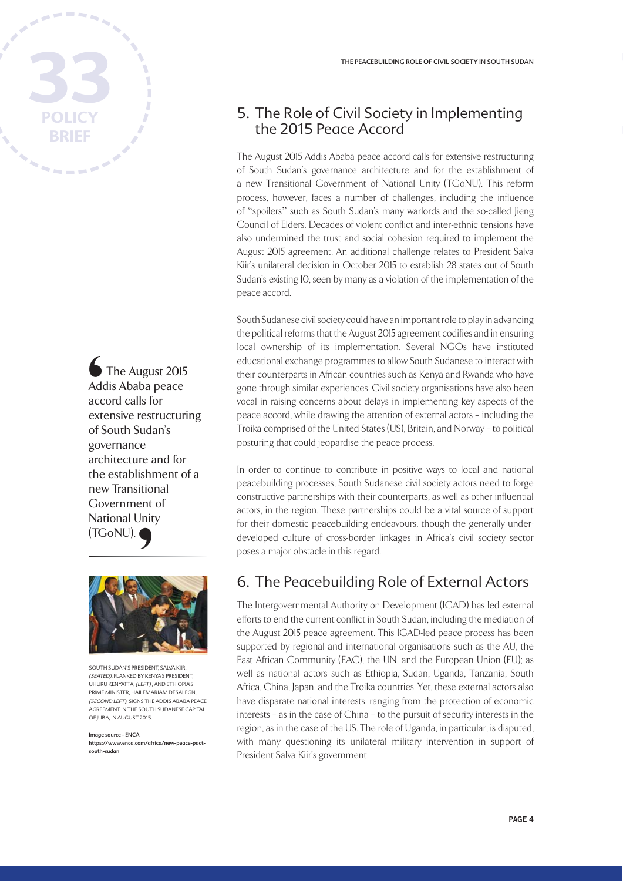## 5. The Role of Civil Society in Implementing the 2015 Peace Accord

The August 2015 Addis Ababa peace accord calls for extensive restructuring of South Sudan's governance architecture and for the establishment of a new Transitional Government of National Unity (TGoNU). This reform process, however, faces a number of challenges, including the influence of "spoilers" such as South Sudan's many warlords and the so-called Jieng Council of Elders. Decades of violent conflict and inter-ethnic tensions have also undermined the trust and social cohesion required to implement the August 2015 agreement. An additional challenge relates to President Salva Kiir's unilateral decision in October 2015 to establish 28 states out of South Sudan's existing 10, seen by many as a violation of the implementation of the peace accord.

> The August 2015 Addis Ababa peace accord calls for extensive restructuring of South Sudan's governance architecture and for the establishment of a new Transitional Government of National Unity (TGoNU).

South Sudanese civil society could have an important role to play in advancing the political reforms that the August 2015 agreement codifies and in ensuring local ownership of its implementation. Several NGOs have instituted educational exchange programmes to allow South Sudanese to interact with their counterparts in African countries such as Kenya and Rwanda who have gone through similar experiences. Civil society organisations have also been vocal in raising concerns about delays in implementing key aspects of the peace accord, while drawing the attention of external actors – including the Troika comprised of the United States (US), Britain, and Norway – to political posturing that could jeopardise the peace process.

In order to continue to contribute in positive ways to local and national peacebuilding processes, South Sudanese civil society actors need to forge constructive partnerships with their counterparts, as well as other influential actors, in the region. These partnerships could be a vital source of support for their domestic peacebuilding endeavours, though the generally under-developed culture of cross-border linkages in Africa's civil society sector poses a major obstacle in this regard.

SOUTH SUDAN'S PRESIDENT, SALVA KIIR, *(SEATED)*, FLANKED BY KENYA'S PRESIDENT, UHURU KENYATTA, *(LEFT)*, AND ETHIOPIA'S PRIME MINISTER, HAILEMARIAM DESALEGN, *(SECOND LEFT)*, SIGNS THE ADDIS ABABA PEACE AGREEMENT IN THE SOUTH SUDANESE CAPITAL OF JUBA, IN AUGUST 2015.

Image source - ENCA
https://www.enca.com/africa/new-peace-pact-south-sudan

## 6. The Peacebuilding Role of External Actors

The Intergovernmental Authority on Development (IGAD) has led external efforts to end the current conflict in South Sudan, including the mediation of the August 2015 peace agreement. This IGAD-led peace process has been supported by regional and international organisations such as the AU, the East African Community (EAC), the UN, and the European Union (EU); as well as national actors such as Ethiopia, Sudan, Uganda, Tanzania, South Africa, China, Japan, and the Troika countries. Yet, these external actors also have disparate national interests, ranging from the protection of economic interests – as in the case of China – to the pursuit of security interests in the region, as in the case of the US. The role of Uganda, in particular, is disputed, with many questioning its unilateral military intervention in support of President Salva Kiir's government.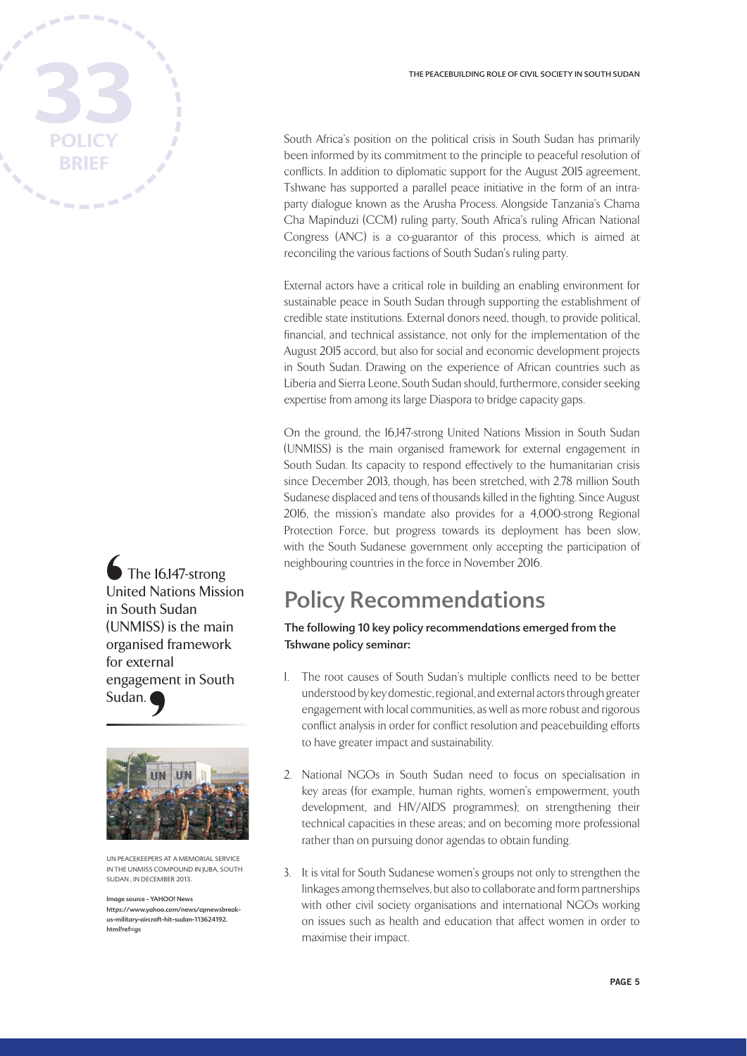South Africa's position on the political crisis in South Sudan has primarily been informed by its commitment to the principle to peaceful resolution of conflicts. In addition to diplomatic support for the August 2015 agreement, Tshwane has supported a parallel peace initiative in the form of an intra-party dialogue known as the Arusha Process. Alongside Tanzania's Chama Cha Mapinduzi (CCM) ruling party, South Africa's ruling African National Congress (ANC) is a co-guarantor of this process, which is aimed at reconciling the various factions of South Sudan's ruling party.

External actors have a critical role in building an enabling environment for sustainable peace in South Sudan through supporting the establishment of credible state institutions. External donors need, though, to provide political, financial, and technical assistance, not only for the implementation of the August 2015 accord, but also for social and economic development projects in South Sudan. Drawing on the experience of African countries such as Liberia and Sierra Leone, South Sudan should, furthermore, consider seeking expertise from among its large Diaspora to bridge capacity gaps.

On the ground, the 16,147-strong United Nations Mission in South Sudan (UNMISS) is the main organised framework for external engagement in South Sudan. Its capacity to respond effectively to the humanitarian crisis since December 2013, though, has been stretched, with 2.78 million South Sudanese displaced and tens of thousands killed in the fighting. Since August 2016, the mission's mandate also provides for a 4,000-strong Regional Protection Force, but progress towards its deployment has been slow, with the South Sudanese government only accepting the participation of neighbouring countries in the force in November 2016.

> The 16,147-strong United Nations Mission in South Sudan (UNMISS) is the main organised framework for external engagement in South Sudan.

UN PEACEKEEPERS AT A MEMORIAL SERVICE IN THE UNMISS COMPOUND IN JUBA, SOUTH SUDAN , IN DECEMBER 2013.

Image source - YAHOO! News https://www.yahoo.com/news/apnewsbreak-us-military-aircraft-hit-sudan-113624192.html?ref=gs

## Policy Recommendations

**The following 10 key policy recommendations emerged from the Tshwane policy seminar:**

1. The root causes of South Sudan's multiple conflicts need to be better understood by key domestic, regional, and external actors through greater engagement with local communities, as well as more robust and rigorous conflict analysis in order for conflict resolution and peacebuilding efforts to have greater impact and sustainability.

2. National NGOs in South Sudan need to focus on specialisation in key areas (for example, human rights, women's empowerment, youth development, and HIV/AIDS programmes); on strengthening their technical capacities in these areas; and on becoming more professional rather than on pursuing donor agendas to obtain funding.

3. It is vital for South Sudanese women's groups not only to strengthen the linkages among themselves, but also to collaborate and form partnerships with other civil society organisations and international NGOs working on issues such as health and education that affect women in order to maximise their impact.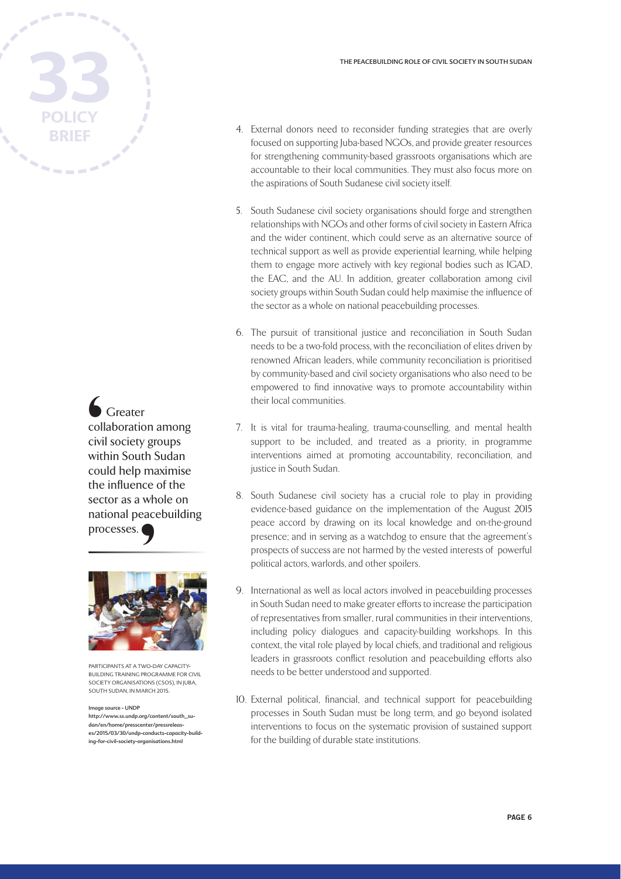4. External donors need to reconsider funding strategies that are overly focused on supporting Juba-based NGOs, and provide greater resources for strengthening community-based grassroots organisations which are accountable to their local communities. They must also focus more on the aspirations of South Sudanese civil society itself.

5. South Sudanese civil society organisations should forge and strengthen relationships with NGOs and other forms of civil society in Eastern Africa and the wider continent, which could serve as an alternative source of technical support as well as provide experiential learning, while helping them to engage more actively with key regional bodies such as IGAD, the EAC, and the AU. In addition, greater collaboration among civil society groups within South Sudan could help maximise the influence of the sector as a whole on national peacebuilding processes.

6. The pursuit of transitional justice and reconciliation in South Sudan needs to be a two-fold process, with the reconciliation of elites driven by renowned African leaders, while community reconciliation is prioritised by community-based and civil society organisations who also need to be empowered to find innovative ways to promote accountability within their local communities.

7. It is vital for trauma-healing, trauma-counselling, and mental health support to be included, and treated as a priority, in programme interventions aimed at promoting accountability, reconciliation, and justice in South Sudan.

8. South Sudanese civil society has a crucial role to play in providing evidence-based guidance on the implementation of the August 2015 peace accord by drawing on its local knowledge and on-the-ground presence; and in serving as a watchdog to ensure that the agreement's prospects of success are not harmed by the vested interests of powerful political actors, warlords, and other spoilers.

9. International as well as local actors involved in peacebuilding processes in South Sudan need to make greater efforts to increase the participation of representatives from smaller, rural communities in their interventions, including policy dialogues and capacity-building workshops. In this context, the vital role played by local chiefs, and traditional and religious leaders in grassroots conflict resolution and peacebuilding efforts also needs to be better understood and supported.

10. External political, financial, and technical support for peacebuilding processes in South Sudan must be long term, and go beyond isolated interventions to focus on the systematic provision of sustained support for the building of durable state institutions.

> Greater collaboration among civil society groups within South Sudan could help maximise the influence of the sector as a whole on national peacebuilding processes.

PARTICIPANTS AT A TWO-DAY CAPACITY-BUILDING TRAINING PROGRAMME FOR CIVIL SOCIETY ORGANISATIONS (CSOS), IN JUBA, SOUTH SUDAN, IN MARCH 2015.

**Image source - UNDP**
http://www.ss.undp.org/content/south_sudan/en/home/presscenter/pressreleases/2015/03/30/undp-conducts-capacity-building-for-civil-society-organisations.html